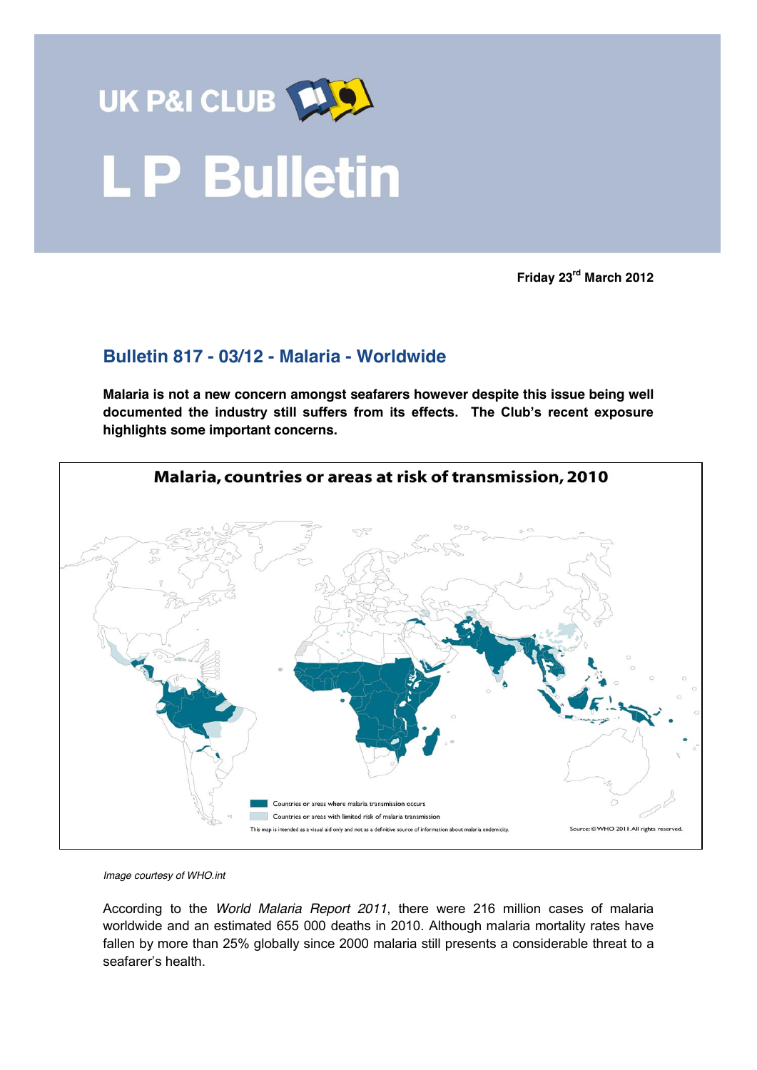UK P&I CLUB

# L P Bulletin

**Friday 23rd March 2012**

## Bulletin 817 - 03/12 - Malaria - Worldwide

**Malaria is not a new concern amongst seafarers however despite this issue being well documented the industry still suffers from its effects. The Club's recent exposure highlights some important concerns.**

**Malaria, countries or areas at risk of transmission, 2010**

Countries or areas where malaria transmission occurs

Countries or areas with limited risk of malaria transmission

This map is intended as a visual aid only and not as a definitive source of information about malaria endemicity.

Source: © WHO 2011. All rights reserved.

*Image courtesy of WHO.int*

According to the *World Malaria Report 2011*, there were 216 million cases of malaria worldwide and an estimated 655 000 deaths in 2010. Although malaria mortality rates have fallen by more than 25% globally since 2000 malaria still presents a considerable threat to a seafarer's health.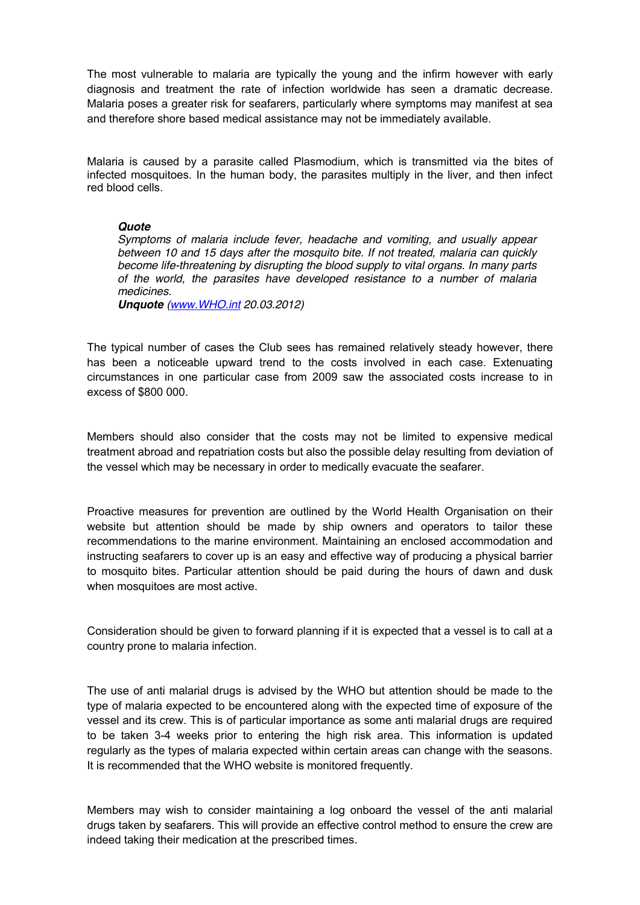The most vulnerable to malaria are typically the young and the infirm however with early diagnosis and treatment the rate of infection worldwide has seen a dramatic decrease. Malaria poses a greater risk for seafarers, particularly where symptoms may manifest at sea and therefore shore based medical assistance may not be immediately available.

Malaria is caused by a parasite called Plasmodium, which is transmitted via the bites of infected mosquitoes. In the human body, the parasites multiply in the liver, and then infect red blood cells.

> ***Quote***
> *Symptoms of malaria include fever, headache and vomiting, and usually appear between 10 and 15 days after the mosquito bite. If not treated, malaria can quickly become life-threatening by disrupting the blood supply to vital organs. In many parts of the world, the parasites have developed resistance to a number of malaria medicines.*
> ***Unquote*** *(www.WHO.int 20.03.2012)*

The typical number of cases the Club sees has remained relatively steady however, there has been a noticeable upward trend to the costs involved in each case. Extenuating circumstances in one particular case from 2009 saw the associated costs increase to in excess of $800 000.

Members should also consider that the costs may not be limited to expensive medical treatment abroad and repatriation costs but also the possible delay resulting from deviation of the vessel which may be necessary in order to medically evacuate the seafarer.

Proactive measures for prevention are outlined by the World Health Organisation on their website but attention should be made by ship owners and operators to tailor these recommendations to the marine environment. Maintaining an enclosed accommodation and instructing seafarers to cover up is an easy and effective way of producing a physical barrier to mosquito bites. Particular attention should be paid during the hours of dawn and dusk when mosquitoes are most active.

Consideration should be given to forward planning if it is expected that a vessel is to call at a country prone to malaria infection.

The use of anti malarial drugs is advised by the WHO but attention should be made to the type of malaria expected to be encountered along with the expected time of exposure of the vessel and its crew. This is of particular importance as some anti malarial drugs are required to be taken 3-4 weeks prior to entering the high risk area. This information is updated regularly as the types of malaria expected within certain areas can change with the seasons. It is recommended that the WHO website is monitored frequently.

Members may wish to consider maintaining a log onboard the vessel of the anti malarial drugs taken by seafarers. This will provide an effective control method to ensure the crew are indeed taking their medication at the prescribed times.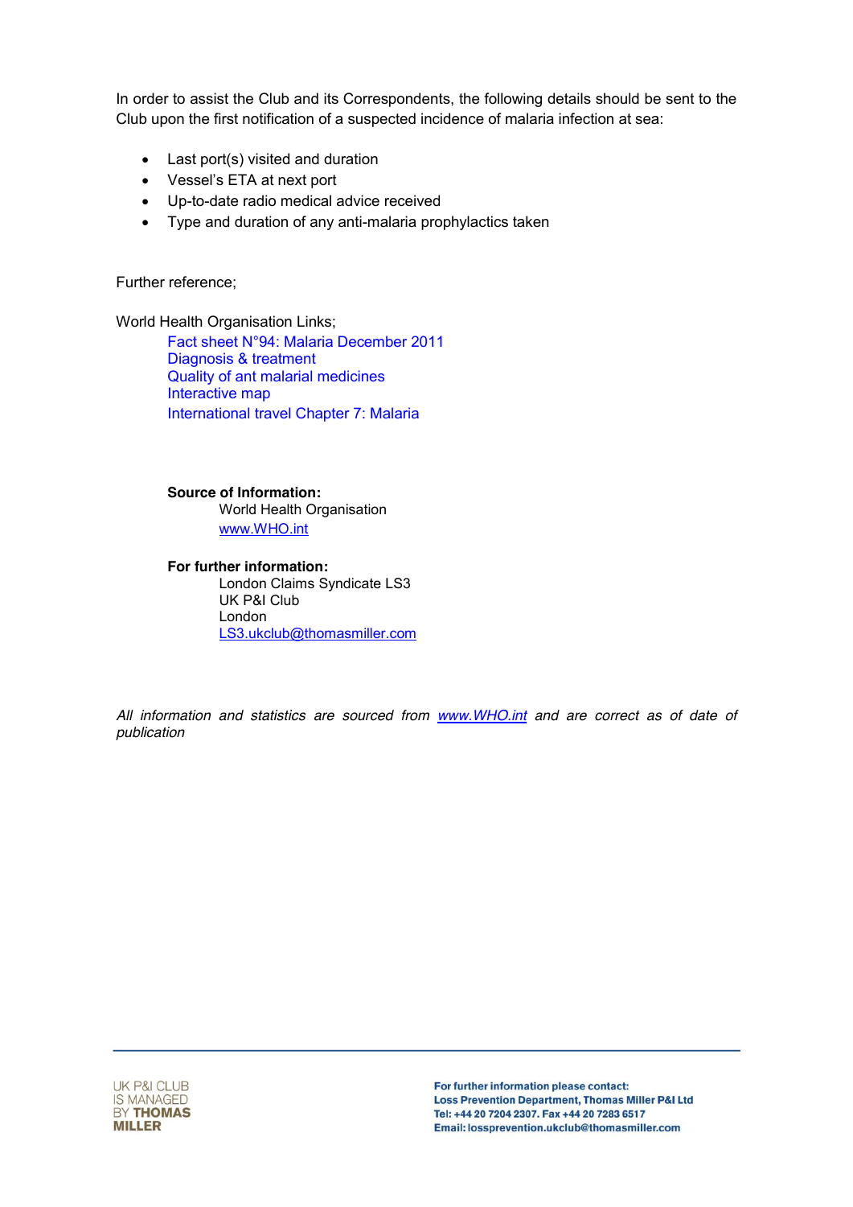In order to assist the Club and its Correspondents, the following details should be sent to the Club upon the first notification of a suspected incidence of malaria infection at sea:

- Last port(s) visited and duration
- Vessel's ETA at next port
- Up-to-date radio medical advice received
- Type and duration of any anti-malaria prophylactics taken

Further reference;

World Health Organisation Links;

Fact sheet N°94: Malaria December 2011
Diagnosis & treatment
Quality of ant malarial medicines
Interactive map
International travel Chapter 7: Malaria

**Source of Information:**
World Health Organisation
www.WHO.int

**For further information:**
London Claims Syndicate LS3
UK P&I Club
London
LS3.ukclub@thomasmiller.com

*All information and statistics are sourced from www.WHO.int and are correct as of date of publication*

UK P&I CLUB IS MANAGED BY THOMAS MILLER

**For further information please contact:**
**Loss Prevention Department, Thomas Miller P&I Ltd**
**Tel: +44 20 7204 2307. Fax +44 20 7283 6517**
**Email: lossprevention.ukclub@thomasmiller.com**